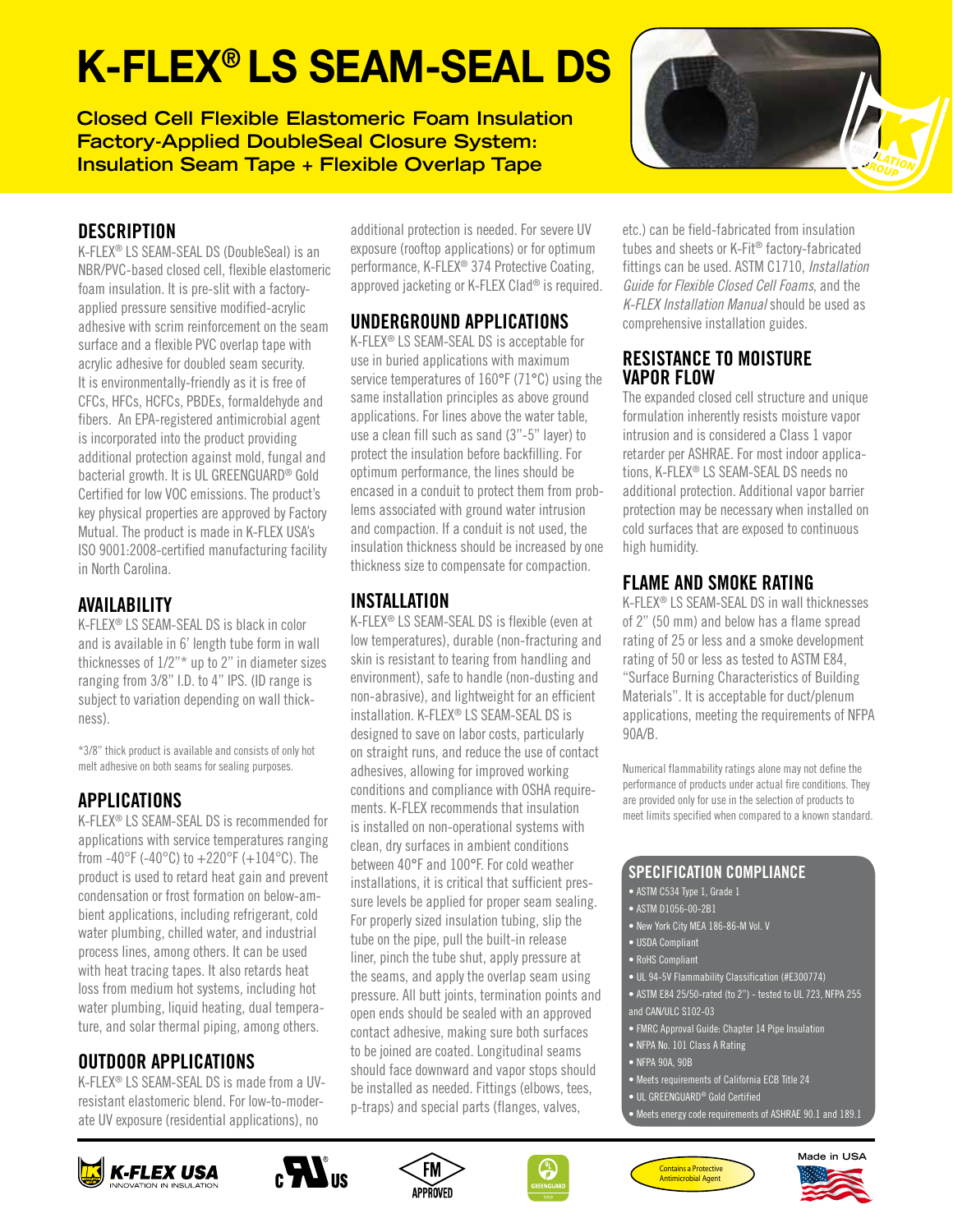# K-FLEX® LS SEAM-SEAL DS

**Closed Cell Flexible Elastomeric Foam Insulation**
**Factory-Applied DoubleSeal Closure System:**
**Insulation Seam Tape + Flexible Overlap Tape**

## DESCRIPTION

K-FLEX® LS SEAM-SEAL DS (DoubleSeal) is an NBR/PVC-based closed cell, flexible elastomeric foam insulation. It is pre-slit with a factory-applied pressure sensitive modified-acrylic adhesive with scrim reinforcement on the seam surface and a flexible PVC overlap tape with acrylic adhesive for doubled seam security. It is environmentally-friendly as it is free of CFCs, HFCs, HCFCs, PBDEs, formaldehyde and fibers. An EPA-registered antimicrobial agent is incorporated into the product providing additional protection against mold, fungal and bacterial growth. It is UL GREENGUARD® Gold Certified for low VOC emissions. The product's key physical properties are approved by Factory Mutual. The product is made in K-FLEX USA's ISO 9001:2008-certified manufacturing facility in North Carolina.

## AVAILABILITY

K-FLEX® LS SEAM-SEAL DS is black in color and is available in 6' length tube form in wall thicknesses of 1/2"* up to 2" in diameter sizes ranging from 3/8" I.D. to 4" IPS. (ID range is subject to variation depending on wall thickness).

*3/8" thick product is available and consists of only hot melt adhesive on both seams for sealing purposes.

## APPLICATIONS

K-FLEX® LS SEAM-SEAL DS is recommended for applications with service temperatures ranging from -40°F (-40°C) to +220°F (+104°C). The product is used to retard heat gain and prevent condensation or frost formation on below-ambient applications, including refrigerant, cold water plumbing, chilled water, and industrial process lines, among others. It can be used with heat tracing tapes. It also retards heat loss from medium hot systems, including hot water plumbing, liquid heating, dual temperature, and solar thermal piping, among others.

## OUTDOOR APPLICATIONS

K-FLEX® LS SEAM-SEAL DS is made from a UV-resistant elastomeric blend. For low-to-moderate UV exposure (residential applications), no additional protection is needed. For severe UV exposure (rooftop applications) or for optimum performance, K-FLEX® 374 Protective Coating, approved jacketing or K-FLEX Clad® is required.

## UNDERGROUND APPLICATIONS

K-FLEX® LS SEAM-SEAL DS is acceptable for use in buried applications with maximum service temperatures of 160°F (71°C) using the same installation principles as above ground applications. For lines above the water table, use a clean fill such as sand (3"-5" layer) to protect the insulation before backfilling. For optimum performance, the lines should be encased in a conduit to protect them from problems associated with ground water intrusion and compaction. If a conduit is not used, the insulation thickness should be increased by one thickness size to compensate for compaction.

## INSTALLATION

K-FLEX® LS SEAM-SEAL DS is flexible (even at low temperatures), durable (non-fracturing and skin is resistant to tearing from handling and environment), safe to handle (non-dusting and non-abrasive), and lightweight for an efficient installation. K-FLEX® LS SEAM-SEAL DS is designed to save on labor costs, particularly on straight runs, and reduce the use of contact adhesives, allowing for improved working conditions and compliance with OSHA requirements. K-FLEX recommends that insulation is installed on non-operational systems with clean, dry surfaces in ambient conditions between 40°F and 100°F. For cold weather installations, it is critical that sufficient pressure levels be applied for proper seam sealing. For properly sized insulation tubing, slip the tube on the pipe, pull the built-in release liner, pinch the tube shut, apply pressure at the seams, and apply the overlap seam using pressure. All butt joints, termination points and open ends should be sealed with an approved contact adhesive, making sure both surfaces to be joined are coated. Longitudinal seams should face downward and vapor stops should be installed as needed. Fittings (elbows, tees, p-traps) and special parts (flanges, valves, etc.) can be field-fabricated from insulation tubes and sheets or K-Fit® factory-fabricated fittings can be used. ASTM C1710, *Installation Guide for Flexible Closed Cell Foams*, and the *K-FLEX Installation Manual* should be used as comprehensive installation guides.

## RESISTANCE TO MOISTURE VAPOR FLOW

The expanded closed cell structure and unique formulation inherently resists moisture vapor intrusion and is considered a Class 1 vapor retarder per ASHRAE. For most indoor applications, K-FLEX® LS SEAM-SEAL DS needs no additional protection. Additional vapor barrier protection may be necessary when installed on cold surfaces that are exposed to continuous high humidity.

## FLAME AND SMOKE RATING

K-FLEX® LS SEAM-SEAL DS in wall thicknesses of 2" (50 mm) and below has a flame spread rating of 25 or less and a smoke development rating of 50 or less as tested to ASTM E84, "Surface Burning Characteristics of Building Materials". It is acceptable for duct/plenum applications, meeting the requirements of NFPA 90A/B.

Numerical flammability ratings alone may not define the performance of products under actual fire conditions. They are provided only for use in the selection of products to meet limits specified when compared to a known standard.

## SPECIFICATION COMPLIANCE

- ASTM C534 Type 1, Grade 1
- ASTM D1056-00-2B1
- New York City MEA 186-86-M Vol. V
- USDA Compliant
- RoHS Compliant
- UL 94-5V Flammability Classification (#E300774)
- ASTM E84 25/50-rated (to 2") - tested to UL 723, NFPA 255 and CAN/ULC S102-03
- FMRC Approval Guide: Chapter 14 Pipe Insulation
- NFPA No. 101 Class A Rating
- NFPA 90A, 90B
- Meets requirements of California ECB Title 24
- UL GREENGUARD® Gold Certified
- Meets energy code requirements of ASHRAE 90.1 and 189.1

K-FLEX USA — INNOVATION IN INSULATION

Contains a Protective Antimicrobial Agent

Made in USA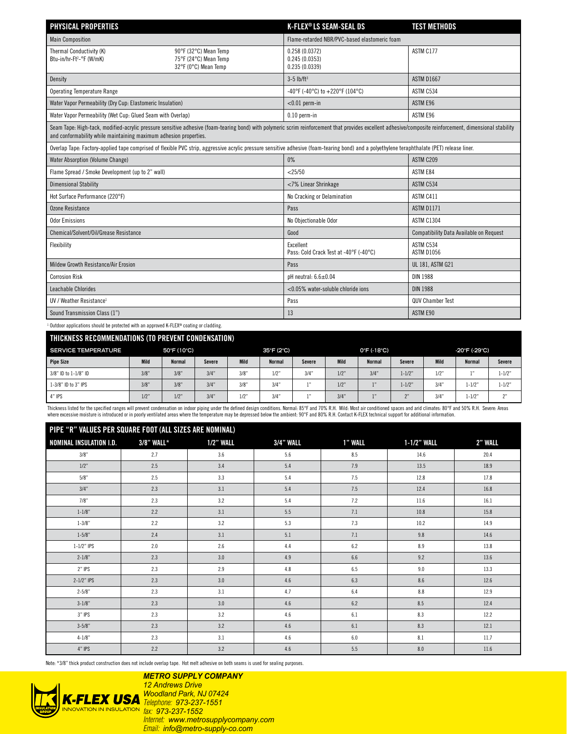| PHYSICAL PROPERTIES | | K-FLEX® LS SEAM-SEAL DS | TEST METHODS |
|---|---|---|---|
| Main Composition | | Flame-retarded NBR/PVC-based elastomeric foam | |
| Thermal Conductivity (K) Btu-in/hr-Ft²-°F (W/mK) | 90°F (32°C) Mean Temp 75°F (24°C) Mean Temp 32°F (0°C) Mean Temp | 0.258 (0.0372) 0.245 (0.0353) 0.235 (0.0339) | ASTM C177 |
| Density | | 3-5 lb/ft³ | ASTM D1667 |
| Operating Temperature Range | | -40°F (-40°C) to +220°F (104°C) | ASTM C534 |
| Water Vapor Permeability (Dry Cup: Elastomeric Insulation) | | <0.01 perm-in | ASTM E96 |
| Water Vapor Permeability (Wet Cup: Glued Seam with Overlap) | | 0.10 perm-in | ASTM E96 |
| Seam Tape: High-tack, modified-acrylic pressure sensitive adhesive (foam-tearing bond) with polymeric scrim reinforcement that provides excellent adhesive/composite reinforcement, dimensional stability and conformability while maintaining maximum adhesion properties. | | | |
| Overlap Tape: Factory-applied tape comprised of flexible PVC strip, aggressive acrylic pressure sensitive adhesive (foam-tearing bond) and a polyethylene teraphthalate (PET) release liner. | | | |
| Water Absorption (Volume Change) | | 0% | ASTM C209 |
| Flame Spread / Smoke Development (up to 2" wall) | | <25/50 | ASTM E84 |
| Dimensional Stability | | <7% Linear Shrinkage | ASTM C534 |
| Hot Surface Performance (220°F) | | No Cracking or Delamination | ASTM C411 |
| Ozone Resistance | | Pass | ASTM D1171 |
| Odor Emissions | | No Objectionable Odor | ASTM C1304 |
| Chemical/Solvent/Oil/Grease Resistance | | Good | Compatibility Data Available on Request |
| Flexibility | | Excellent Pass: Cold Crack Test at -40°F (-40°C) | ASTM C534 ASTM D1056 |
| Mildew Growth Resistance/Air Erosion | | Pass | UL 181, ASTM G21 |
| Corrosion Risk | | pH neutral: 6.6±0.04 | DIN 1988 |
| Leachable Chlorides | | <0.05% water-soluble chloride ions | DIN 1988 |
| UV / Weather Resistance[1] | | Pass | QUV Chamber Test |
| Sound Transmission Class (1") | | 13 | ASTM E90 |

[1] Outdoor applications should be protected with an approved K-FLEX® coating or cladding.

## THICKNESS RECOMMENDATIONS (TO PREVENT CONDENSATION)

| SERVICE TEMPERATURE | 50°F (10°C) | | | 35°F (2°C) | | | 0°F (-18°C) | | | -20°F (-29°C) | | |
|---|---|---|---|---|---|---|---|---|---|---|---|---|
| Pipe Size | Mild | Normal | Severe | Mild | Normal | Severe | Mild | Normal | Severe | Mild | Normal | Severe |
| 3/8" ID to 1-1/8" ID | 3/8" | 3/8" | 3/4" | 3/8" | 1/2" | 3/4" | 1/2" | 3/4" | 1-1/2" | 1/2" | 1" | 1-1/2" |
| 1-3/8" ID to 3" IPS | 3/8" | 3/8" | 3/4" | 3/8" | 3/4" | 1" | 1/2" | 1" | 1-1/2" | 3/4" | 1-1/2" | 1-1/2" |
| 4" IPS | 1/2" | 1/2" | 3/4" | 1/2" | 3/4" | 1" | 3/4" | 1" | 2" | 3/4" | 1-1/2" | 2" |

Thickness listed for the specified ranges will prevent condensation on indoor piping under the defined design conditions. Normal: 85°F and 70% R.H. Mild: Most air conditioned spaces and arid climates: 80°F and 50% R.H. Severe: Areas where excessive moisture is introduced or in poorly ventilated areas where the temperature may be depressed below the ambient: 90°F and 80% R.H. Contact K-FLEX technical support for additional information.

## PIPE "R" VALUES PER SQUARE FOOT (ALL SIZES ARE NOMINAL)

| NOMINAL INSULATION I.D. | 3/8" WALL* | 1/2" WALL | 3/4" WALL | 1" WALL | 1-1/2" WALL | 2" WALL |
|---|---|---|---|---|---|---|
| 3/8" | 2.7 | 3.6 | 5.6 | 8.5 | 14.6 | 20.4 |
| 1/2" | 2.5 | 3.4 | 5.4 | 7.9 | 13.5 | 18.9 |
| 5/8" | 2.5 | 3.3 | 5.4 | 7.5 | 12.8 | 17.8 |
| 3/4" | 2.3 | 3.1 | 5.4 | 7.5 | 12.4 | 16.8 |
| 7/8" | 2.3 | 3.2 | 5.4 | 7.2 | 11.6 | 16.1 |
| 1-1/8" | 2.2 | 3.1 | 5.5 | 7.1 | 10.8 | 15.8 |
| 1-3/8" | 2.2 | 3.2 | 5.3 | 7.3 | 10.2 | 14.9 |
| 1-5/8" | 2.4 | 3.1 | 5.1 | 7.1 | 9.8 | 14.6 |
| 1-1/2" IPS | 2.0 | 2.6 | 4.4 | 6.2 | 8.9 | 13.8 |
| 2-1/8" | 2.3 | 3.0 | 4.9 | 6.6 | 9.2 | 13.6 |
| 2" IPS | 2.3 | 2.9 | 4.8 | 6.5 | 9.0 | 13.3 |
| 2-1/2" IPS | 2.3 | 3.0 | 4.6 | 6.3 | 8.6 | 12.6 |
| 2-5/8" | 2.3 | 3.1 | 4.7 | 6.4 | 8.8 | 12.9 |
| 3-1/8" | 2.3 | 3.0 | 4.6 | 6.2 | 8.5 | 12.4 |
| 3" IPS | 2.3 | 3.2 | 4.6 | 6.1 | 8.3 | 12.2 |
| 3-5/8" | 2.3 | 3.2 | 4.6 | 6.1 | 8.3 | 12.1 |
| 4-1/8" | 2.3 | 3.1 | 4.6 | 6.0 | 8.1 | 11.7 |
| 4" IPS | 2.2 | 3.2 | 4.6 | 5.5 | 8.0 | 11.6 |

Note: *3/8" thick product construction does not include overlap tape. Hot melt adhesive on both seams is used for sealing purposes.

K-FLEX USA
INNOVATION IN INSULATION

***METRO SUPPLY COMPANY***
*12 Andrews Drive*
*Woodland Park, NJ 07424*
*Telephone: 973-237-1551*
*fax: 973-237-1552*
*Internet: www.metrosupplycompany.com*
*Email: info@metro-supply-co.com*